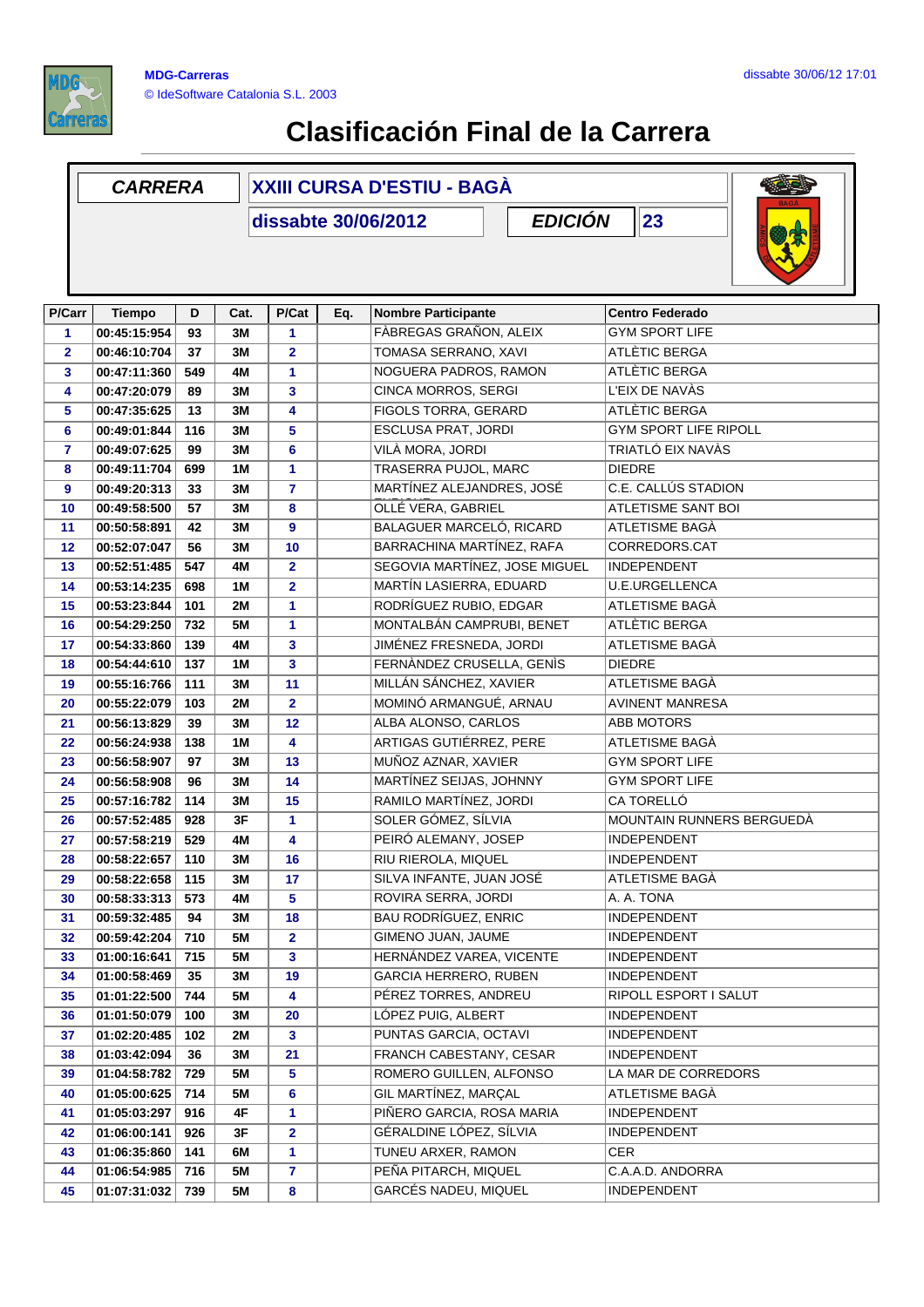MDG-Carreras
© IdeSoftware Catalonia S.L. 2003

dissabte 30/06/12 17:01

# Clasificación Final de la Carrera

| CARRERA | XXIII CURSA D'ESTIU - BAGÀ |
|---|---|
| | dissabte 30/06/2012 |
| EDICIÓN | 23 |

| P/Carr | Tiempo | D | Cat. | P/Cat | Eq. | Nombre Participante | Centro Federado |
|---|---|---|---|---|---|---|---|
| 1 | 00:45:15:954 | 93 | 3M | 1 | | FÀBREGAS GRAÑON, ALEIX | GYM SPORT LIFE |
| 2 | 00:46:10:704 | 37 | 3M | 2 | | TOMASA SERRANO, XAVI | ATLÈTIC BERGA |
| 3 | 00:47:11:360 | 549 | 4M | 1 | | NOGUERA PADROS, RAMON | ATLÈTIC BERGA |
| 4 | 00:47:20:079 | 89 | 3M | 3 | | CINCA MORROS, SERGI | L'EIX DE NAVÀS |
| 5 | 00:47:35:625 | 13 | 3M | 4 | | FIGOLS TORRA, GERARD | ATLÈTIC BERGA |
| 6 | 00:49:01:844 | 116 | 3M | 5 | | ESCLUSA PRAT, JORDI | GYM SPORT LIFE RIPOLL |
| 7 | 00:49:07:625 | 99 | 3M | 6 | | VILÀ MORA, JORDI | TRIATLÓ EIX NAVÀS |
| 8 | 00:49:11:704 | 699 | 1M | 1 | | TRASERRA PUJOL, MARC | DIEDRE |
| 9 | 00:49:20:313 | 33 | 3M | 7 | | MARTÍNEZ ALEJANDRES, JOSÉ | C.E. CALLÚS STADION |
| 10 | 00:49:58:500 | 57 | 3M | 8 | | OLLÉ VERA, GABRIEL | ATLETISME SANT BOI |
| 11 | 00:50:58:891 | 42 | 3M | 9 | | BALAGUER MARCELÓ, RICARD | ATLETISME BAGÀ |
| 12 | 00:52:07:047 | 56 | 3M | 10 | | BARRACHINA MARTÍNEZ, RAFA | CORREDORS.CAT |
| 13 | 00:52:51:485 | 547 | 4M | 2 | | SEGOVIA MARTÍNEZ, JOSE MIGUEL | INDEPENDENT |
| 14 | 00:53:14:235 | 698 | 1M | 2 | | MARTÍN LASIERRA, EDUARD | U.E.URGELLENCA |
| 15 | 00:53:23:844 | 101 | 2M | 1 | | RODRÍGUEZ RUBIO, EDGAR | ATLETISME BAGÀ |
| 16 | 00:54:29:250 | 732 | 5M | 1 | | MONTALBÁN CAMPRUBI, BENET | ATLÈTIC BERGA |
| 17 | 00:54:33:860 | 139 | 4M | 3 | | JIMÉNEZ FRESNEDA, JORDI | ATLETISME BAGÀ |
| 18 | 00:54:44:610 | 137 | 1M | 3 | | FERNÀNDEZ CRUSELLA, GENÍS | DIEDRE |
| 19 | 00:55:16:766 | 111 | 3M | 11 | | MILLÁN SÁNCHEZ, XAVIER | ATLETISME BAGÀ |
| 20 | 00:55:22:079 | 103 | 2M | 2 | | MOMINÓ ARMANGUÉ, ARNAU | AVINENT MANRESA |
| 21 | 00:56:13:829 | 39 | 3M | 12 | | ALBA ALONSO, CARLOS | ABB MOTORS |
| 22 | 00:56:24:938 | 138 | 1M | 4 | | ARTIGAS GUTIÉRREZ, PERE | ATLETISME BAGÀ |
| 23 | 00:56:58:907 | 97 | 3M | 13 | | MUÑOZ AZNAR, XAVIER | GYM SPORT LIFE |
| 24 | 00:56:58:908 | 96 | 3M | 14 | | MARTÍNEZ SEIJAS, JOHNNY | GYM SPORT LIFE |
| 25 | 00:57:16:782 | 114 | 3M | 15 | | RAMILO MARTÍNEZ, JORDI | CA TORELLÓ |
| 26 | 00:57:52:485 | 928 | 3F | 1 | | SOLER GÓMEZ, SÍLVIA | MOUNTAIN RUNNERS BERGUEDÀ |
| 27 | 00:57:58:219 | 529 | 4M | 4 | | PEIRÓ ALEMANY, JOSEP | INDEPENDENT |
| 28 | 00:58:22:657 | 110 | 3M | 16 | | RIU RIEROLA, MIQUEL | INDEPENDENT |
| 29 | 00:58:22:658 | 115 | 3M | 17 | | SILVA INFANTE, JUAN JOSÉ | ATLETISME BAGÀ |
| 30 | 00:58:33:313 | 573 | 4M | 5 | | ROVIRA SERRA, JORDI | A. A. TONA |
| 31 | 00:59:32:485 | 94 | 3M | 18 | | BAU RODRÍGUEZ, ENRIC | INDEPENDENT |
| 32 | 00:59:42:204 | 710 | 5M | 2 | | GIMENO JUAN, JAUME | INDEPENDENT |
| 33 | 01:00:16:641 | 715 | 5M | 3 | | HERNÁNDEZ VAREA, VICENTE | INDEPENDENT |
| 34 | 01:00:58:469 | 35 | 3M | 19 | | GARCIA HERRERO, RUBEN | INDEPENDENT |
| 35 | 01:01:22:500 | 744 | 5M | 4 | | PÉREZ TORRES, ANDREU | RIPOLL ESPORT I SALUT |
| 36 | 01:01:50:079 | 100 | 3M | 20 | | LÓPEZ PUIG, ALBERT | INDEPENDENT |
| 37 | 01:02:20:485 | 102 | 2M | 3 | | PUNTAS GARCIA, OCTAVI | INDEPENDENT |
| 38 | 01:03:42:094 | 36 | 3M | 21 | | FRANCH CABESTANY, CESAR | INDEPENDENT |
| 39 | 01:04:58:782 | 729 | 5M | 5 | | ROMERO GUILLEN, ALFONSO | LA MAR DE CORREDORS |
| 40 | 01:05:00:625 | 714 | 5M | 6 | | GIL MARTÍNEZ, MARÇAL | ATLETISME BAGÀ |
| 41 | 01:05:03:297 | 916 | 4F | 1 | | PIÑERO GARCIA, ROSA MARIA | INDEPENDENT |
| 42 | 01:06:00:141 | 926 | 3F | 2 | | GÉRALDINE LÓPEZ, SÍLVIA | INDEPENDENT |
| 43 | 01:06:35:860 | 141 | 6M | 1 | | TUNEU ARXER, RAMON | CER |
| 44 | 01:06:54:985 | 716 | 5M | 7 | | PEÑA PITARCH, MIQUEL | C.A.A.D. ANDORRA |
| 45 | 01:07:31:032 | 739 | 5M | 8 | | GARCÉS NADEU, MIQUEL | INDEPENDENT |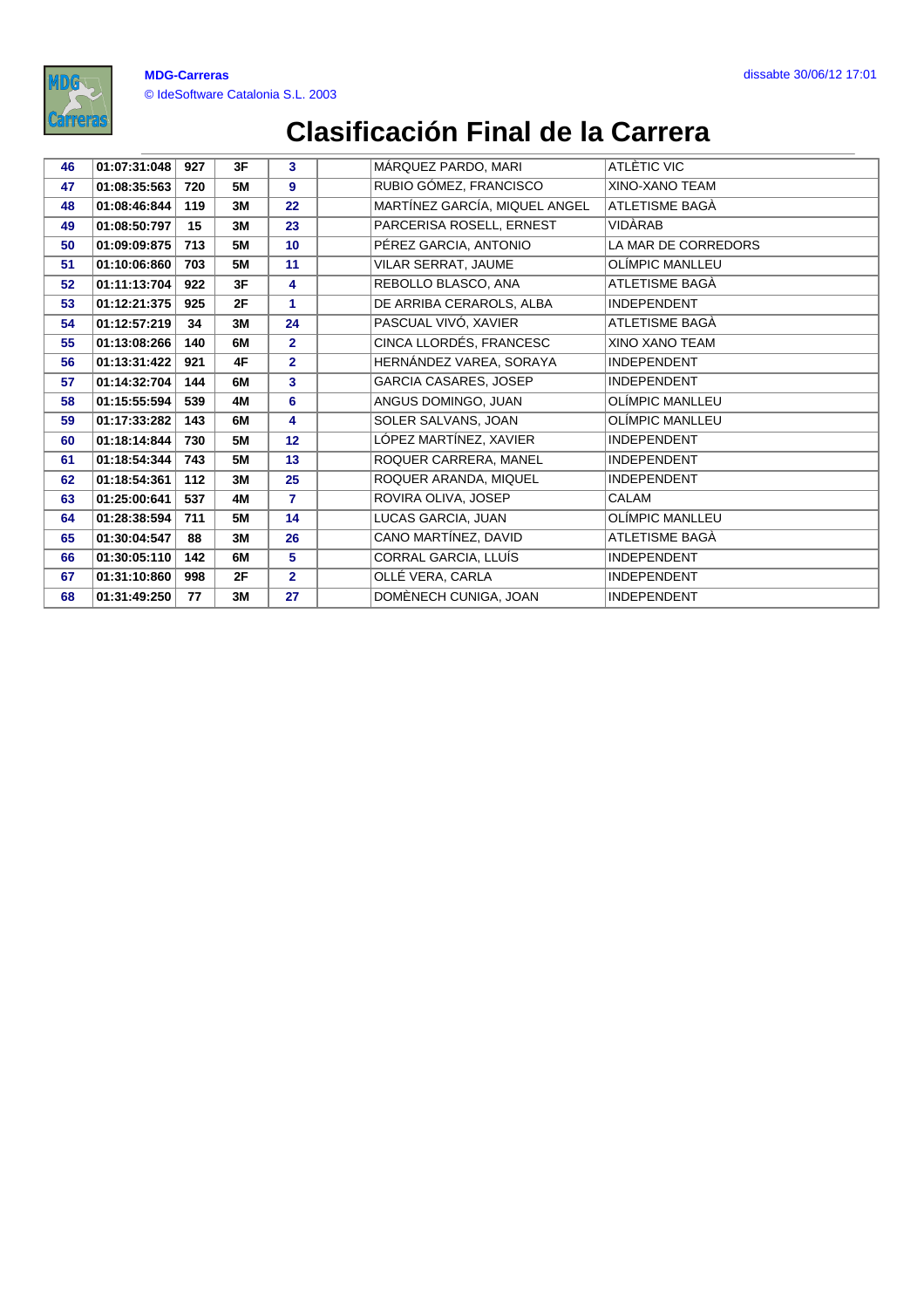# Clasificación Final de la Carrera

| | | | | | | | |
|---|---|---|---|---|---|---|---|
| 46 | 01:07:31:048 | 927 | 3F | 3 | | MÁRQUEZ PARDO, MARI | ATLÈTIC VIC |
| 47 | 01:08:35:563 | 720 | 5M | 9 | | RUBIO GÓMEZ, FRANCISCO | XINO-XANO TEAM |
| 48 | 01:08:46:844 | 119 | 3M | 22 | | MARTÍNEZ GARCÍA, MIQUEL ANGEL | ATLETISME BAGÀ |
| 49 | 01:08:50:797 | 15 | 3M | 23 | | PARCERISA ROSELL, ERNEST | VIDÀRAB |
| 50 | 01:09:09:875 | 713 | 5M | 10 | | PÉREZ GARCIA, ANTONIO | LA MAR DE CORREDORS |
| 51 | 01:10:06:860 | 703 | 5M | 11 | | VILAR SERRAT, JAUME | OLÍMPIC MANLLEU |
| 52 | 01:11:13:704 | 922 | 3F | 4 | | REBOLLO BLASCO, ANA | ATLETISME BAGÀ |
| 53 | 01:12:21:375 | 925 | 2F | 1 | | DE ARRIBA CERAROLS, ALBA | INDEPENDENT |
| 54 | 01:12:57:219 | 34 | 3M | 24 | | PASCUAL VIVÓ, XAVIER | ATLETISME BAGÀ |
| 55 | 01:13:08:266 | 140 | 6M | 2 | | CINCA LLORDÉS, FRANCESC | XINO XANO TEAM |
| 56 | 01:13:31:422 | 921 | 4F | 2 | | HERNÁNDEZ VAREA, SORAYA | INDEPENDENT |
| 57 | 01:14:32:704 | 144 | 6M | 3 | | GARCIA CASARES, JOSEP | INDEPENDENT |
| 58 | 01:15:55:594 | 539 | 4M | 6 | | ANGUS DOMINGO, JUAN | OLÍMPIC MANLLEU |
| 59 | 01:17:33:282 | 143 | 6M | 4 | | SOLER SALVANS, JOAN | OLÍMPIC MANLLEU |
| 60 | 01:18:14:844 | 730 | 5M | 12 | | LÓPEZ MARTÍNEZ, XAVIER | INDEPENDENT |
| 61 | 01:18:54:344 | 743 | 5M | 13 | | ROQUER CARRERA, MANEL | INDEPENDENT |
| 62 | 01:18:54:361 | 112 | 3M | 25 | | ROQUER ARANDA, MIQUEL | INDEPENDENT |
| 63 | 01:25:00:641 | 537 | 4M | 7 | | ROVIRA OLIVA, JOSEP | CALAM |
| 64 | 01:28:38:594 | 711 | 5M | 14 | | LUCAS GARCIA, JUAN | OLÍMPIC MANLLEU |
| 65 | 01:30:04:547 | 88 | 3M | 26 | | CANO MARTÍNEZ, DAVID | ATLETISME BAGÀ |
| 66 | 01:30:05:110 | 142 | 6M | 5 | | CORRAL GARCIA, LLUÍS | INDEPENDENT |
| 67 | 01:31:10:860 | 998 | 2F | 2 | | OLLÉ VERA, CARLA | INDEPENDENT |
| 68 | 01:31:49:250 | 77 | 3M | 27 | | DOMÈNECH CUNIGA, JOAN | INDEPENDENT |